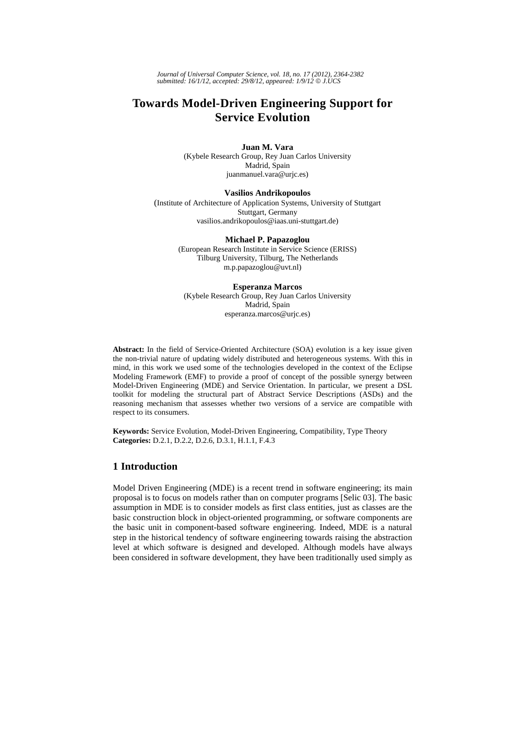*Journal of Universal Computer Science, vol. 18, no. 17 (2012), 2364-2382*
*submitted: 16/1/12, accepted: 29/8/12, appeared: 1/9/12 © J.UCS*

# Towards Model-Driven Engineering Support for Service Evolution

**Juan M. Vara**
(Kybele Research Group, Rey Juan Carlos University
Madrid, Spain
juanmanuel.vara@urjc.es)

**Vasilios Andrikopoulos**
(Institute of Architecture of Application Systems, University of Stuttgart
Stuttgart, Germany
vasilios.andrikopoulos@iaas.uni-stuttgart.de)

**Michael P. Papazoglou**
(European Research Institute in Service Science (ERISS)
Tilburg University, Tilburg, The Netherlands
m.p.papazoglou@uvt.nl)

**Esperanza Marcos**
(Kybele Research Group, Rey Juan Carlos University
Madrid, Spain
esperanza.marcos@urjc.es)

**Abstract:** In the field of Service-Oriented Architecture (SOA) evolution is a key issue given the non-trivial nature of updating widely distributed and heterogeneous systems. With this in mind, in this work we used some of the technologies developed in the context of the Eclipse Modeling Framework (EMF) to provide a proof of concept of the possible synergy between Model-Driven Engineering (MDE) and Service Orientation. In particular, we present a DSL toolkit for modeling the structural part of Abstract Service Descriptions (ASDs) and the reasoning mechanism that assesses whether two versions of a service are compatible with respect to its consumers.

**Keywords:** Service Evolution, Model-Driven Engineering, Compatibility, Type Theory
**Categories:** D.2.1, D.2.2, D.2.6, D.3.1, H.1.1, F.4.3

## 1 Introduction

Model Driven Engineering (MDE) is a recent trend in software engineering; its main proposal is to focus on models rather than on computer programs [Selic 03]. The basic assumption in MDE is to consider models as first class entities, just as classes are the basic construction block in object-oriented programming, or software components are the basic unit in component-based software engineering. Indeed, MDE is a natural step in the historical tendency of software engineering towards raising the abstraction level at which software is designed and developed. Although models have always been considered in software development, they have been traditionally used simply as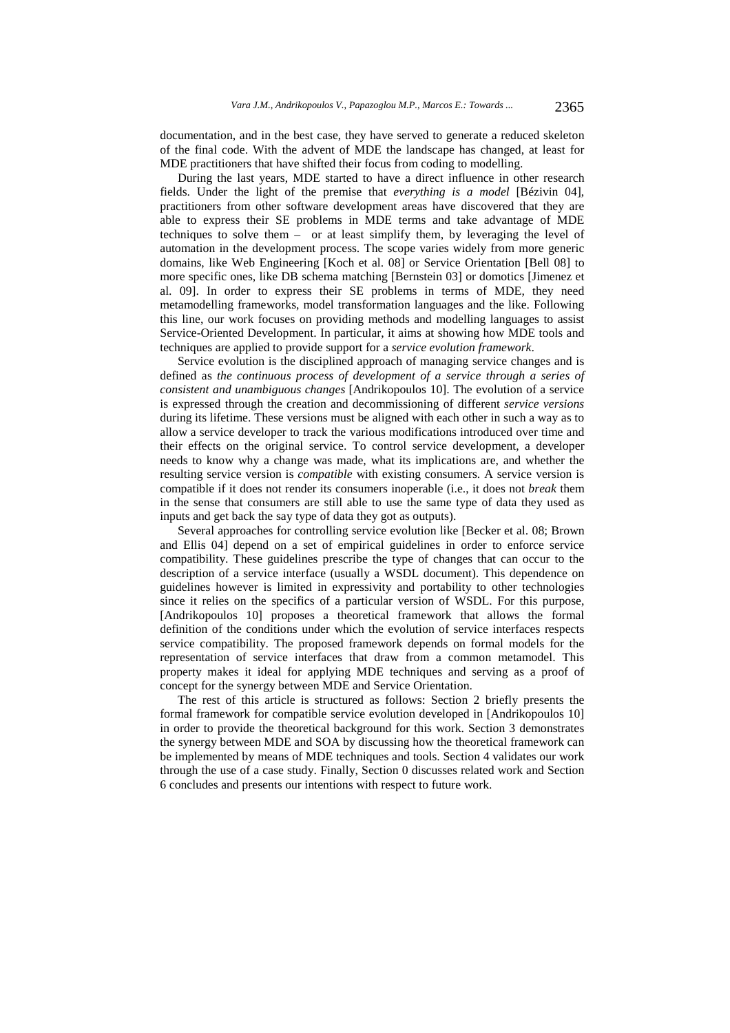documentation, and in the best case, they have served to generate a reduced skeleton of the final code. With the advent of MDE the landscape has changed, at least for MDE practitioners that have shifted their focus from coding to modelling.

During the last years, MDE started to have a direct influence in other research fields. Under the light of the premise that *everything is a model* [Bézivin 04], practitioners from other software development areas have discovered that they are able to express their SE problems in MDE terms and take advantage of MDE techniques to solve them – or at least simplify them, by leveraging the level of automation in the development process. The scope varies widely from more generic domains, like Web Engineering [Koch et al. 08] or Service Orientation [Bell 08] to more specific ones, like DB schema matching [Bernstein 03] or domotics [Jimenez et al. 09]. In order to express their SE problems in terms of MDE, they need metamodelling frameworks, model transformation languages and the like. Following this line, our work focuses on providing methods and modelling languages to assist Service-Oriented Development. In particular, it aims at showing how MDE tools and techniques are applied to provide support for a *service evolution framework*.

Service evolution is the disciplined approach of managing service changes and is defined as *the continuous process of development of a service through a series of consistent and unambiguous changes* [Andrikopoulos 10]. The evolution of a service is expressed through the creation and decommissioning of different *service versions* during its lifetime. These versions must be aligned with each other in such a way as to allow a service developer to track the various modifications introduced over time and their effects on the original service. To control service development, a developer needs to know why a change was made, what its implications are, and whether the resulting service version is *compatible* with existing consumers. A service version is compatible if it does not render its consumers inoperable (i.e., it does not *break* them in the sense that consumers are still able to use the same type of data they used as inputs and get back the say type of data they got as outputs).

Several approaches for controlling service evolution like [Becker et al. 08; Brown and Ellis 04] depend on a set of empirical guidelines in order to enforce service compatibility. These guidelines prescribe the type of changes that can occur to the description of a service interface (usually a WSDL document). This dependence on guidelines however is limited in expressivity and portability to other technologies since it relies on the specifics of a particular version of WSDL. For this purpose, [Andrikopoulos 10] proposes a theoretical framework that allows the formal definition of the conditions under which the evolution of service interfaces respects service compatibility. The proposed framework depends on formal models for the representation of service interfaces that draw from a common metamodel. This property makes it ideal for applying MDE techniques and serving as a proof of concept for the synergy between MDE and Service Orientation.

The rest of this article is structured as follows: Section 2 briefly presents the formal framework for compatible service evolution developed in [Andrikopoulos 10] in order to provide the theoretical background for this work. Section 3 demonstrates the synergy between MDE and SOA by discussing how the theoretical framework can be implemented by means of MDE techniques and tools. Section 4 validates our work through the use of a case study. Finally, Section 0 discusses related work and Section 6 concludes and presents our intentions with respect to future work.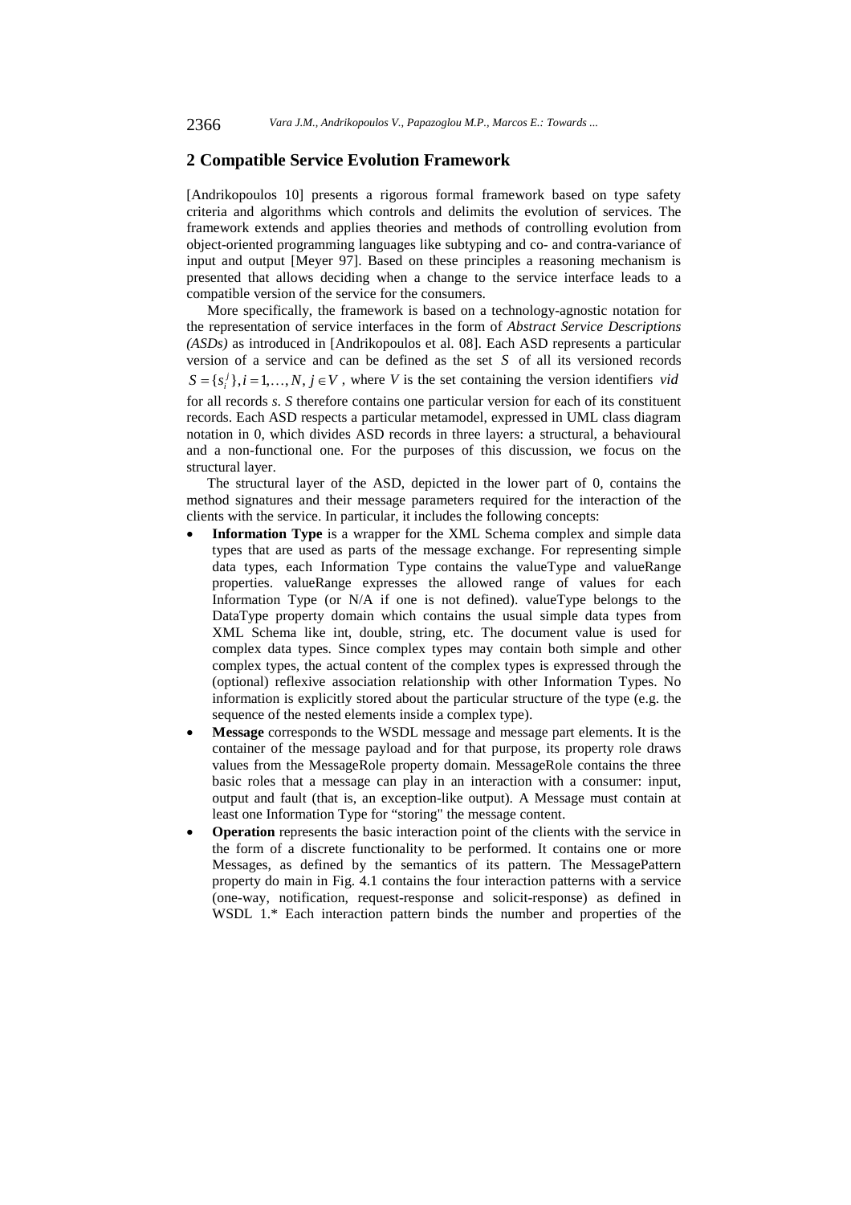## 2 Compatible Service Evolution Framework

[Andrikopoulos 10] presents a rigorous formal framework based on type safety criteria and algorithms which controls and delimits the evolution of services. The framework extends and applies theories and methods of controlling evolution from object-oriented programming languages like subtyping and co- and contra-variance of input and output [Meyer 97]. Based on these principles a reasoning mechanism is presented that allows deciding when a change to the service interface leads to a compatible version of the service for the consumers.

More specifically, the framework is based on a technology-agnostic notation for the representation of service interfaces in the form of *Abstract Service Descriptions (ASDs)* as introduced in [Andrikopoulos et al. 08]. Each ASD represents a particular version of a service and can be defined as the set $S$ of all its versioned records $S = \{s_i^j\}, i = 1, \ldots, N, j \in V$, where $V$ is the set containing the version identifiers $vid$ for all records $s$. $S$ therefore contains one particular version for each of its constituent records. Each ASD respects a particular metamodel, expressed in UML class diagram notation in 0, which divides ASD records in three layers: a structural, a behavioural and a non-functional one. For the purposes of this discussion, we focus on the structural layer.

The structural layer of the ASD, depicted in the lower part of 0, contains the method signatures and their message parameters required for the interaction of the clients with the service. In particular, it includes the following concepts:

- **Information Type** is a wrapper for the XML Schema complex and simple data types that are used as parts of the message exchange. For representing simple data types, each Information Type contains the valueType and valueRange properties. valueRange expresses the allowed range of values for each Information Type (or N/A if one is not defined). valueType belongs to the DataType property domain which contains the usual simple data types from XML Schema like int, double, string, etc. The document value is used for complex data types. Since complex types may contain both simple and other complex types, the actual content of the complex types is expressed through the (optional) reflexive association relationship with other Information Types. No information is explicitly stored about the particular structure of the type (e.g. the sequence of the nested elements inside a complex type).
- **Message** corresponds to the WSDL message and message part elements. It is the container of the message payload and for that purpose, its property role draws values from the MessageRole property domain. MessageRole contains the three basic roles that a message can play in an interaction with a consumer: input, output and fault (that is, an exception-like output). A Message must contain at least one Information Type for "storing" the message content.
- **Operation** represents the basic interaction point of the clients with the service in the form of a discrete functionality to be performed. It contains one or more Messages, as defined by the semantics of its pattern. The MessagePattern property do main in Fig. 4.1 contains the four interaction patterns with a service (one-way, notification, request-response and solicit-response) as defined in WSDL 1.* Each interaction pattern binds the number and properties of the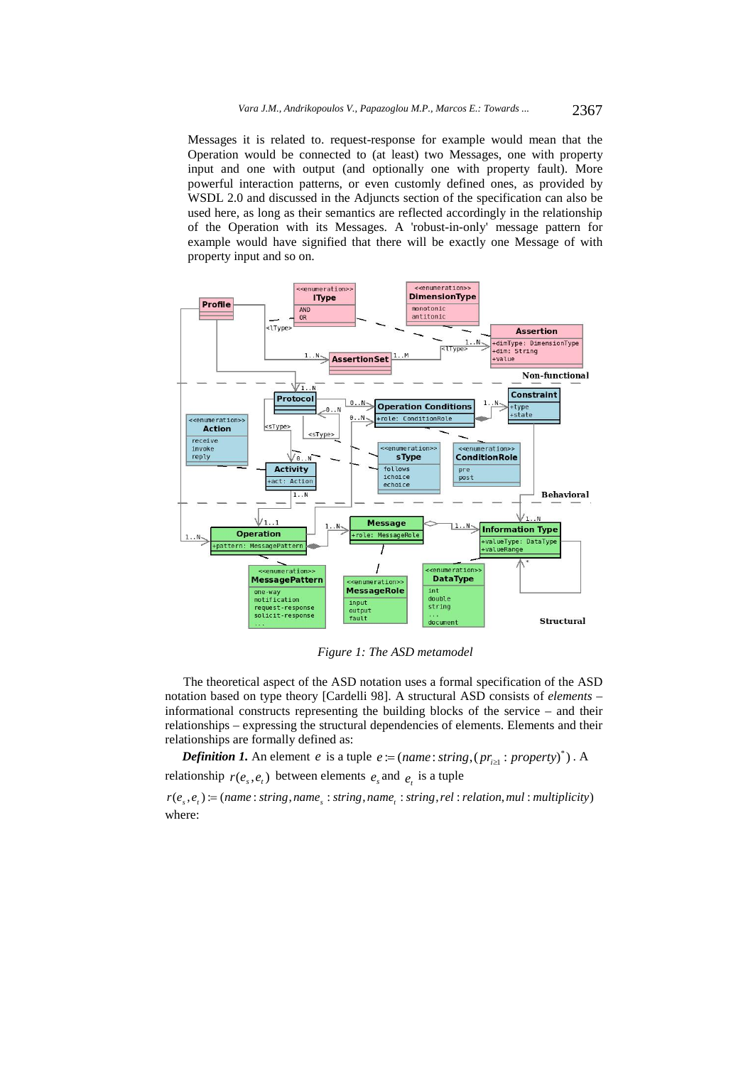Messages it is related to. request-response for example would mean that the Operation would be connected to (at least) two Messages, one with property input and one with output (and optionally one with property fault). More powerful interaction patterns, or even customly defined ones, as provided by WSDL 2.0 and discussed in the Adjuncts section of the specification can also be used here, as long as their semantics are reflected accordingly in the relationship of the Operation with its Messages. A 'robust-in-only' message pattern for example would have signified that there will be exactly one Message of with property input and so on.

*Figure 1: The ASD metamodel*

The theoretical aspect of the ASD notation uses a formal specification of the ASD notation based on type theory [Cardelli 98]. A structural ASD consists of *elements* – informational constructs representing the building blocks of the service – and their relationships – expressing the structural dependencies of elements. Elements and their relationships are formally defined as:

***Definition 1.*** An element $e$ is a tuple $e := (name : string, (pr_{i \geq 1} : property)^{*})$. A relationship $r(e_s, e_t)$ between elements $e_s$ and $e_t$ is a tuple $r(e_s, e_t) := (name : string, name_s : string, name_t : string, rel : relation, mul : multiplicity)$ where: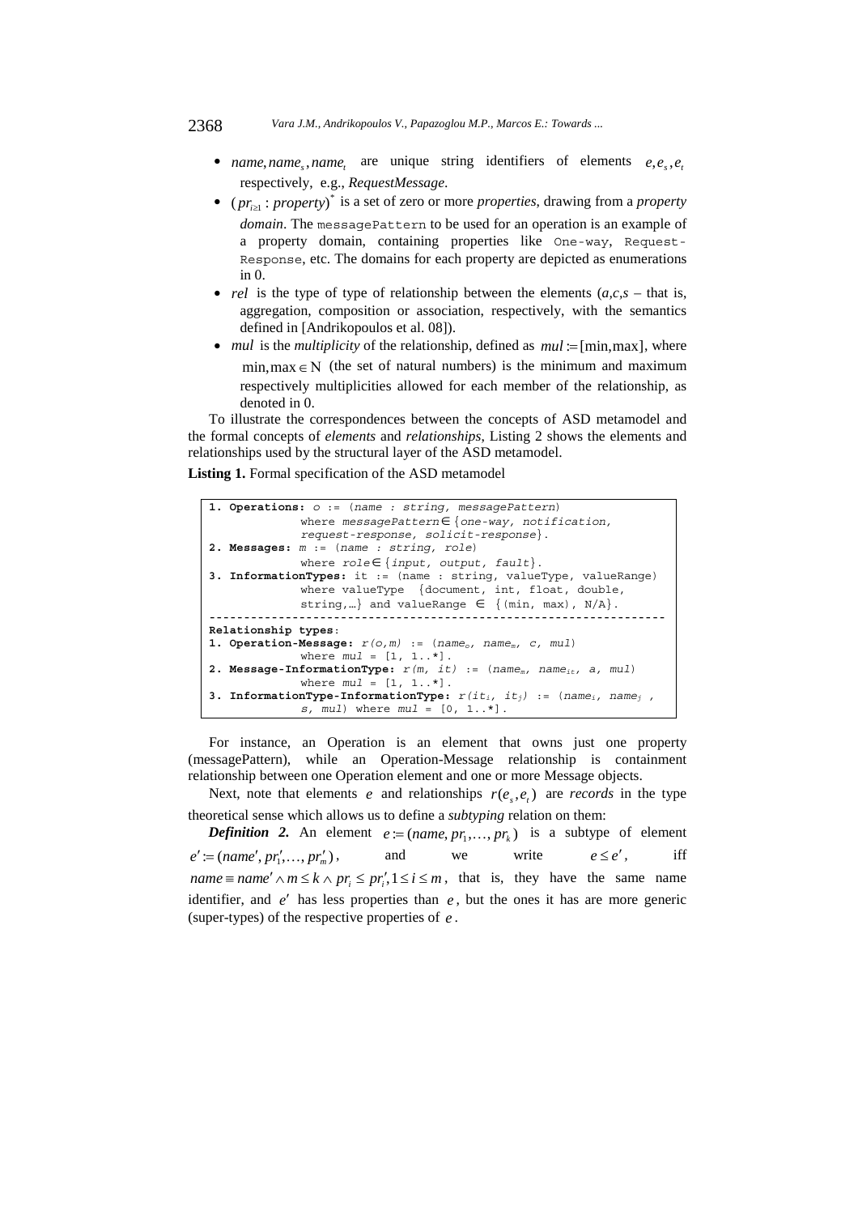- $name, name_s, name_t$ are unique string identifiers of elements $e, e_s, e_t$ respectively, e.g., *RequestMessage*.
- $(pr_{i\geq 1} : property)^*$ is a set of zero or more *properties*, drawing from a *property domain*. The `messagePattern` to be used for an operation is an example of a property domain, containing properties like `One-way`, `Request-Response`, etc. The domains for each property are depicted as enumerations in 0.
- $rel$ is the type of type of relationship between the elements ($a,c,s$ – that is, aggregation, composition or association, respectively, with the semantics defined in [Andrikopoulos et al. 08]).
- $mul$ is the *multiplicity* of the relationship, defined as $mul := [\min, \max]$, where $\min, \max \in \mathrm{N}$ (the set of natural numbers) is the minimum and maximum respectively multiplicities allowed for each member of the relationship, as denoted in 0.

To illustrate the correspondences between the concepts of ASD metamodel and the formal concepts of *elements* and *relationships*, Listing 2 shows the elements and relationships used by the structural layer of the ASD metamodel.

**Listing 1.** Formal specification of the ASD metamodel

```
1. Operations: o := (name : string, messagePattern)
            where messagePattern∈{one-way, notification,
            request-response, solicit-response}.
2. Messages: m := (name : string, role)
            where role∈{input, output, fault}.
3. InformationTypes: it := (name : string, valueType, valueRange)
            where valueType  {document, int, float, double,
            string,…} and valueRange ∈ {(min, max), N/A}.
-----------------------------------------------------------------
Relationship types:
1. Operation-Message: r(o,m) := (name_o, name_m, c, mul)
            where mul = [1, 1..*].
2. Message-InformationType: r(m, it) := (name_m, name_it, a, mul)
            where mul = [1, 1..*].
3. InformationType-InformationType: r(it_i, it_j) := (name_i, name_j ,
            s, mul) where mul = [0, 1..*].
```

For instance, an Operation is an element that owns just one property (messagePattern), while an Operation-Message relationship is containment relationship between one Operation element and one or more Message objects.

Next, note that elements $e$ and relationships $r(e_s, e_t)$ are *records* in the type theoretical sense which allows us to define a *subtyping* relation on them:

***Definition 2.*** An element $e := (name, pr_1, \ldots, pr_k)$ is a subtype of element $e' := (name', pr'_1, \ldots, pr'_m)$, and we write $e \leq e'$, iff $name \equiv name' \wedge m \leq k \wedge pr_i \leq pr'_i, 1 \leq i \leq m$, that is, they have the same name identifier, and $e'$ has less properties than $e$, but the ones it has are more generic (super-types) of the respective properties of $e$.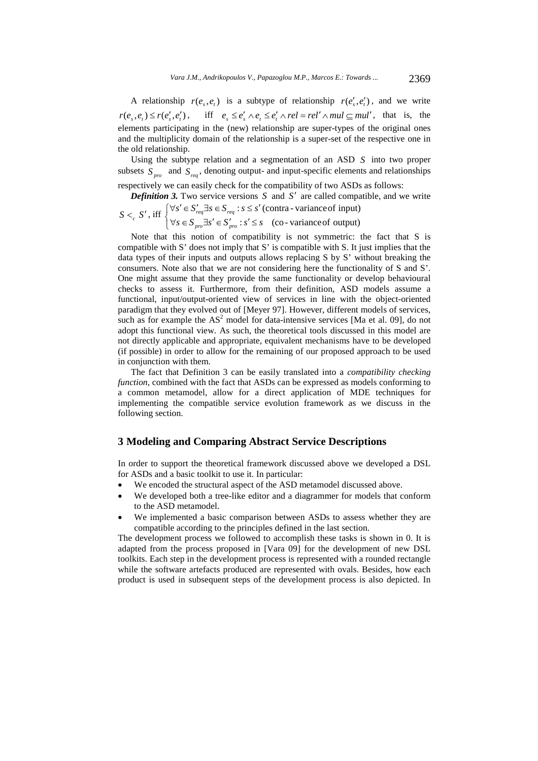A relationship $r(e_s, e_t)$ is a subtype of relationship $r(e'_s, e'_t)$, and we write $r(e_s, e_t) \leq r(e'_s, e'_t)$, iff $e_s \leq e'_s \wedge e_t \leq e'_t \wedge rel = rel' \wedge mul \subseteq mul'$, that is, the elements participating in the (new) relationship are super-types of the original ones and the multiplicity domain of the relationship is a super-set of the respective one in the old relationship.

Using the subtype relation and a segmentation of an ASD $S$ into two proper subsets $S_{pro}$ and $S_{req}$, denoting output- and input-specific elements and relationships respectively we can easily check for the compatibility of two ASDs as follows:

***Definition 3.*** Two service versions $S$ and $S'$ are called compatible, and we write $S <_c S'$, iff $\begin{cases} \forall s' \in S'_{req} \exists s \in S_{req} : s \leq s' \text{ (contra-variance of input)} \\ \forall s \in S_{pro} \exists s' \in S'_{pro} : s' \leq s \quad \text{(co-variance of output)} \end{cases}$

Note that this notion of compatibility is not symmetric: the fact that S is compatible with S' does not imply that S' is compatible with S. It just implies that the data types of their inputs and outputs allows replacing S by S' without breaking the consumers. Note also that we are not considering here the functionality of S and S'. One might assume that they provide the same functionality or develop behavioural checks to assess it. Furthermore, from their definition, ASD models assume a functional, input/output-oriented view of services in line with the object-oriented paradigm that they evolved out of [Meyer 97]. However, different models of services, such as for example the $AS^2$ model for data-intensive services [Ma et al. 09], do not adopt this functional view. As such, the theoretical tools discussed in this model are not directly applicable and appropriate, equivalent mechanisms have to be developed (if possible) in order to allow for the remaining of our proposed approach to be used in conjunction with them.

The fact that Definition 3 can be easily translated into a *compatibility checking function*, combined with the fact that ASDs can be expressed as models conforming to a common metamodel, allow for a direct application of MDE techniques for implementing the compatible service evolution framework as we discuss in the following section.

## 3 Modeling and Comparing Abstract Service Descriptions

In order to support the theoretical framework discussed above we developed a DSL for ASDs and a basic toolkit to use it. In particular:

- We encoded the structural aspect of the ASD metamodel discussed above.
- We developed both a tree-like editor and a diagrammer for models that conform to the ASD metamodel.
- We implemented a basic comparison between ASDs to assess whether they are compatible according to the principles defined in the last section.

The development process we followed to accomplish these tasks is shown in 0. It is adapted from the process proposed in [Vara 09] for the development of new DSL toolkits. Each step in the development process is represented with a rounded rectangle while the software artefacts produced are represented with ovals. Besides, how each product is used in subsequent steps of the development process is also depicted. In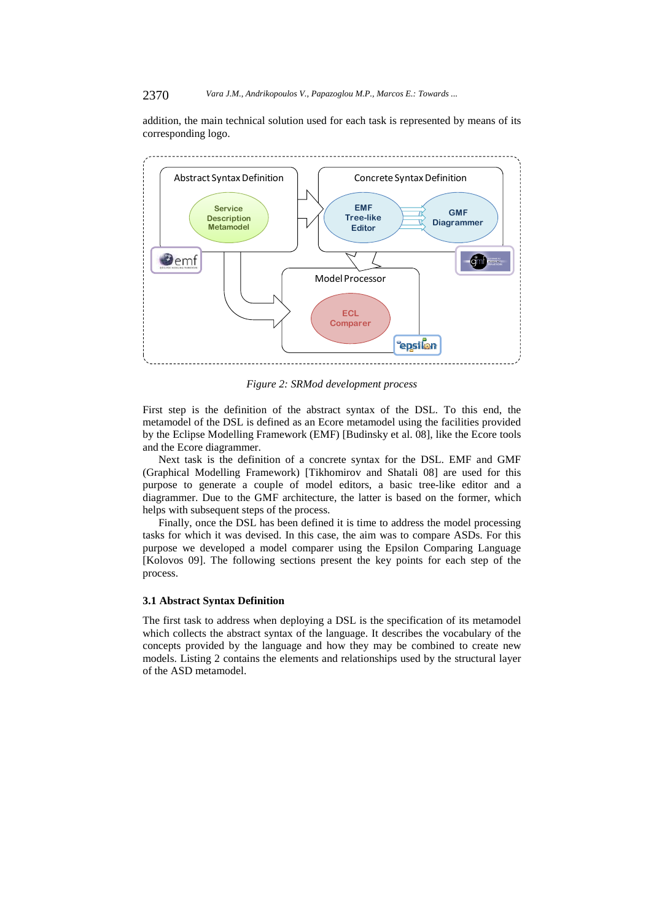addition, the main technical solution used for each task is represented by means of its corresponding logo.

*Figure 2: SRMod development process*

First step is the definition of the abstract syntax of the DSL. To this end, the metamodel of the DSL is defined as an Ecore metamodel using the facilities provided by the Eclipse Modelling Framework (EMF) [Budinsky et al. 08], like the Ecore tools and the Ecore diagrammer.

Next task is the definition of a concrete syntax for the DSL. EMF and GMF (Graphical Modelling Framework) [Tikhomirov and Shatali 08] are used for this purpose to generate a couple of model editors, a basic tree-like editor and a diagrammer. Due to the GMF architecture, the latter is based on the former, which helps with subsequent steps of the process.

Finally, once the DSL has been defined it is time to address the model processing tasks for which it was devised. In this case, the aim was to compare ASDs. For this purpose we developed a model comparer using the Epsilon Comparing Language [Kolovos 09]. The following sections present the key points for each step of the process.

### 3.1 Abstract Syntax Definition

The first task to address when deploying a DSL is the specification of its metamodel which collects the abstract syntax of the language. It describes the vocabulary of the concepts provided by the language and how they may be combined to create new models. Listing 2 contains the elements and relationships used by the structural layer of the ASD metamodel.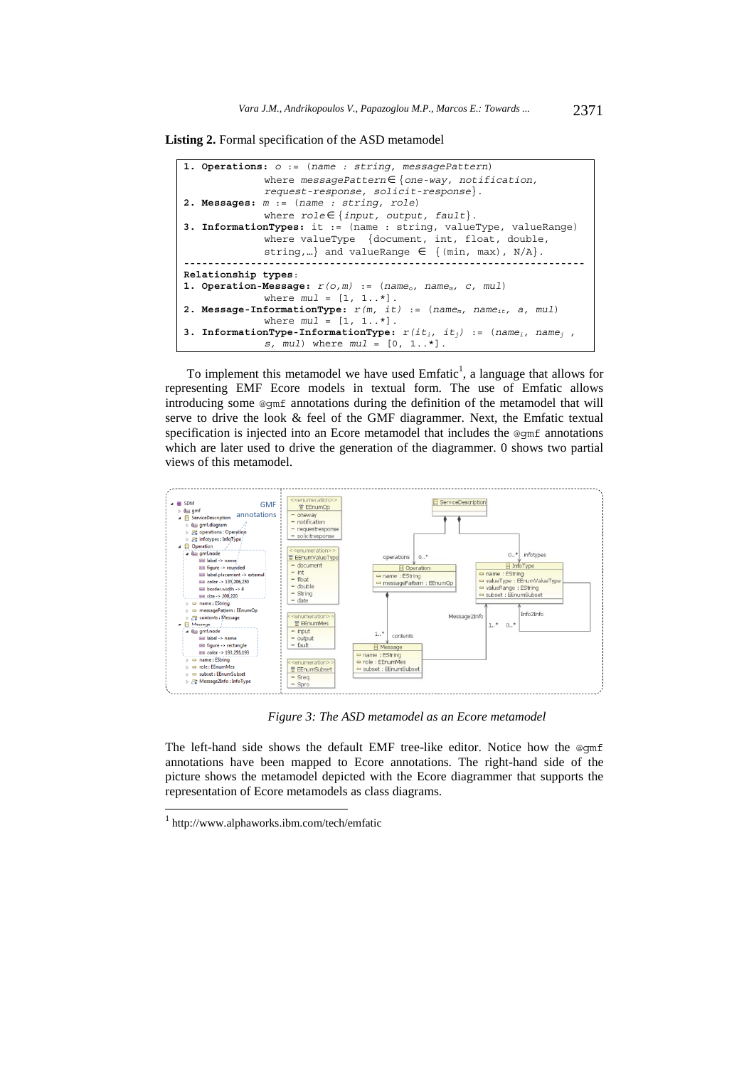**Listing 2.** Formal specification of the ASD metamodel

```
1. Operations: o := (name : string, messagePattern)
              where messagePattern∈{one-way, notification,
              request-response, solicit-response}.
2. Messages: m := (name : string, role)
              where role∈{input, output, fault}.
3. InformationTypes: it := (name : string, valueType, valueRange)
              where valueType  {document, int, float, double,
              string,…} and valueRange ∈ {(min, max), N/A}.
-----------------------------------------------------------------
Relationship types:
1. Operation-Message: r(o,m) := (name_o, name_m, c, mul)
              where mul = [1, 1..*].
2. Message-InformationType: r(m, it) := (name_m, name_it, a, mul)
              where mul = [1, 1..*].
3. InformationType-InformationType: r(it_i, it_j) := (name_i, name_j ,
              s, mul) where mul = [0, 1..*].
```

To implement this metamodel we have used Emfatic[1], a language that allows for representing EMF Ecore models in textual form. The use of Emfatic allows introducing some @gmf annotations during the definition of the metamodel that will serve to drive the look & feel of the GMF diagrammer. Next, the Emfatic textual specification is injected into an Ecore metamodel that includes the @gmf annotations which are later used to drive the generation of the diagrammer. 0 shows two partial views of this metamodel.

*Figure 3: The ASD metamodel as an Ecore metamodel*

The left-hand side shows the default EMF tree-like editor. Notice how the @gmf annotations have been mapped to Ecore annotations. The right-hand side of the picture shows the metamodel depicted with the Ecore diagrammer that supports the representation of Ecore metamodels as class diagrams.

[1] http://www.alphaworks.ibm.com/tech/emfatic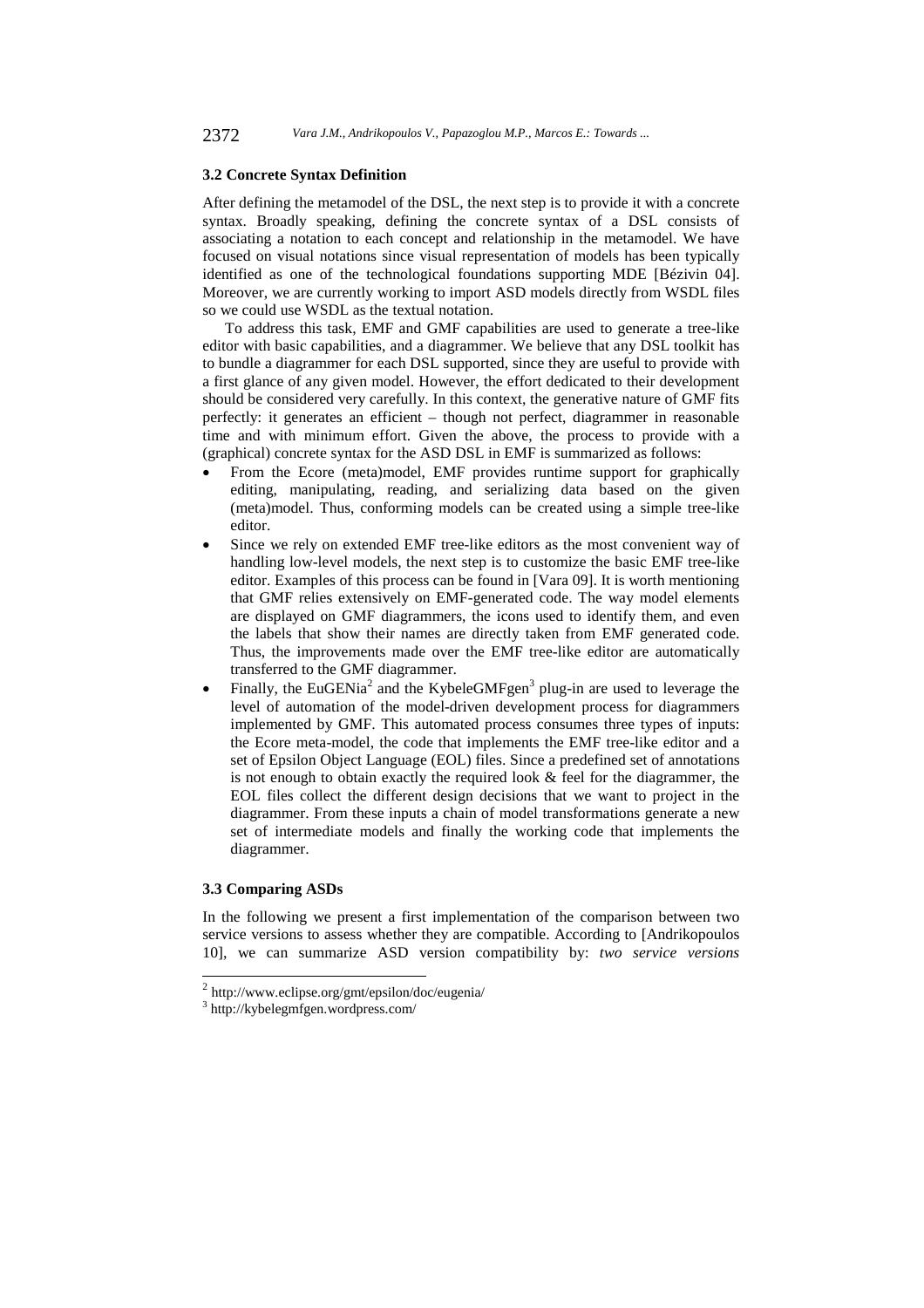### 3.2 Concrete Syntax Definition

After defining the metamodel of the DSL, the next step is to provide it with a concrete syntax. Broadly speaking, defining the concrete syntax of a DSL consists of associating a notation to each concept and relationship in the metamodel. We have focused on visual notations since visual representation of models has been typically identified as one of the technological foundations supporting MDE [Bézivin 04]. Moreover, we are currently working to import ASD models directly from WSDL files so we could use WSDL as the textual notation.

To address this task, EMF and GMF capabilities are used to generate a tree-like editor with basic capabilities, and a diagrammer. We believe that any DSL toolkit has to bundle a diagrammer for each DSL supported, since they are useful to provide with a first glance of any given model. However, the effort dedicated to their development should be considered very carefully. In this context, the generative nature of GMF fits perfectly: it generates an efficient – though not perfect, diagrammer in reasonable time and with minimum effort. Given the above, the process to provide with a (graphical) concrete syntax for the ASD DSL in EMF is summarized as follows:

- From the Ecore (meta)model, EMF provides runtime support for graphically editing, manipulating, reading, and serializing data based on the given (meta)model. Thus, conforming models can be created using a simple tree-like editor.
- Since we rely on extended EMF tree-like editors as the most convenient way of handling low-level models, the next step is to customize the basic EMF tree-like editor. Examples of this process can be found in [Vara 09]. It is worth mentioning that GMF relies extensively on EMF-generated code. The way model elements are displayed on GMF diagrammers, the icons used to identify them, and even the labels that show their names are directly taken from EMF generated code. Thus, the improvements made over the EMF tree-like editor are automatically transferred to the GMF diagrammer.
- Finally, the EuGENia[2] and the KybeleGMFgen[3] plug-in are used to leverage the level of automation of the model-driven development process for diagrammers implemented by GMF. This automated process consumes three types of inputs: the Ecore meta-model, the code that implements the EMF tree-like editor and a set of Epsilon Object Language (EOL) files. Since a predefined set of annotations is not enough to obtain exactly the required look & feel for the diagrammer, the EOL files collect the different design decisions that we want to project in the diagrammer. From these inputs a chain of model transformations generate a new set of intermediate models and finally the working code that implements the diagrammer.

### 3.3 Comparing ASDs

In the following we present a first implementation of the comparison between two service versions to assess whether they are compatible. According to [Andrikopoulos 10], we can summarize ASD version compatibility by: *two service versions*

---

[2] http://www.eclipse.org/gmt/epsilon/doc/eugenia/

[3] http://kybelegmfgen.wordpress.com/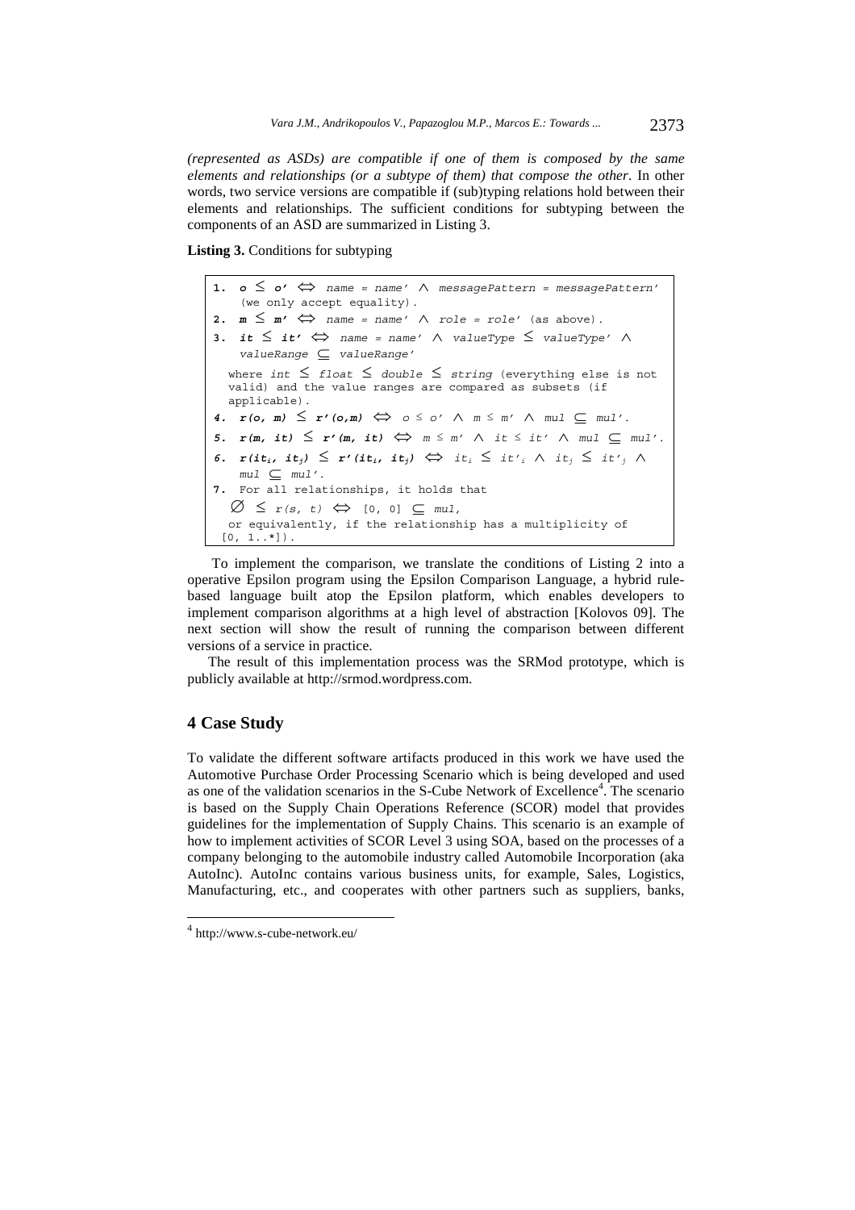*(represented as ASDs) are compatible if one of them is composed by the same elements and relationships (or a subtype of them) that compose the other*. In other words, two service versions are compatible if (sub)typing relations hold between their elements and relationships. The sufficient conditions for subtyping between the components of an ASD are summarized in Listing 3.

**Listing 3.** Conditions for subtyping

```
1. o ≤ o' ⇔ name = name' ∧ messagePattern = messagePattern'
   (we only accept equality).
2. m ≤ m' ⇔ name = name' ∧ role = role' (as above).
3. it ≤ it' ⇔ name = name' ∧ valueType ≤ valueType' ∧
   valueRange ⊆ valueRange'
  where int ≤ float ≤ double ≤ string (everything else is not
  valid) and the value ranges are compared as subsets (if
  applicable).
4. r(o, m) ≤ r'(o,m) ⇔ o ≤ o' ∧ m ≤ m' ∧ mul ⊆ mul'.
5. r(m, it) ≤ r'(m, it) ⇔ m ≤ m' ∧ it ≤ it' ∧ mul ⊆ mul'.
6. r(it_i, it_j) ≤ r'(it_i, it_j) ⇔ it_i ≤ it'_i ∧ it_j ≤ it'_j ∧
   mul ⊆ mul'.
7. For all relationships, it holds that
   ∅ ≤ r(s, t) ⇔ [0, 0] ⊆ mul,
  or equivalently, if the relationship has a multiplicity of
 [0, 1..*]).
```

To implement the comparison, we translate the conditions of Listing 2 into a operative Epsilon program using the Epsilon Comparison Language, a hybrid rule-based language built atop the Epsilon platform, which enables developers to implement comparison algorithms at a high level of abstraction [Kolovos 09]. The next section will show the result of running the comparison between different versions of a service in practice.

The result of this implementation process was the SRMod prototype, which is publicly available at http://srmod.wordpress.com.

## 4 Case Study

To validate the different software artifacts produced in this work we have used the Automotive Purchase Order Processing Scenario which is being developed and used as one of the validation scenarios in the S-Cube Network of Excellence[4]. The scenario is based on the Supply Chain Operations Reference (SCOR) model that provides guidelines for the implementation of Supply Chains. This scenario is an example of how to implement activities of SCOR Level 3 using SOA, based on the processes of a company belonging to the automobile industry called Automobile Incorporation (aka AutoInc). AutoInc contains various business units, for example, Sales, Logistics, Manufacturing, etc., and cooperates with other partners such as suppliers, banks,

[4] http://www.s-cube-network.eu/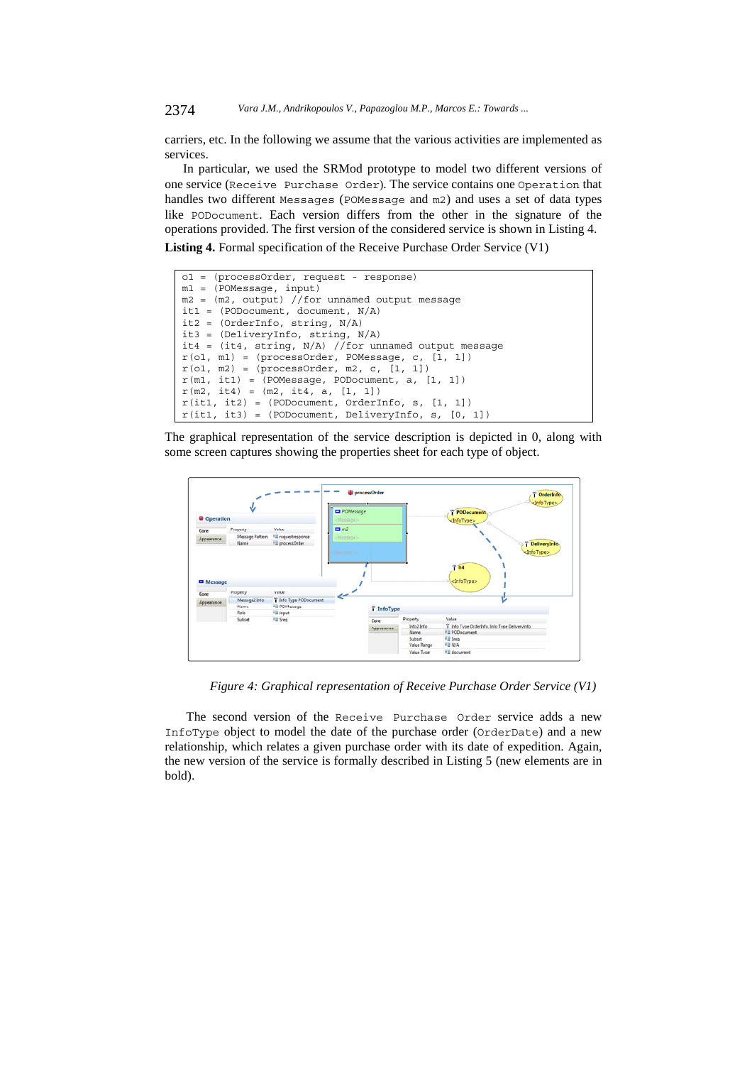carriers, etc. In the following we assume that the various activities are implemented as services.

In particular, we used the SRMod prototype to model two different versions of one service (`Receive Purchase Order`). The service contains one `Operation` that handles two different `Messages` (`POMessage` and `m2`) and uses a set of data types like `PODocument`. Each version differs from the other in the signature of the operations provided. The first version of the considered service is shown in Listing 4.

**Listing 4.** Formal specification of the Receive Purchase Order Service (V1)

```
o1 = (processOrder, request - response)
m1 = (POMessage, input)
m2 = (m2, output) //for unnamed output message
it1 = (PODocument, document, N/A)
it2 = (OrderInfo, string, N/A)
it3 = (DeliveryInfo, string, N/A)
it4 = (it4, string, N/A) //for unnamed output message
r(o1, m1) = (processOrder, POMessage, c, [1, 1])
r(o1, m2) = (processOrder, m2, c, [1, 1])
r(m1, it1) = (POMessage, PODocument, a, [1, 1])
r(m2, it4) = (m2, it4, a, [1, 1])
r(it1, it2) = (PODocument, OrderInfo, s, [1, 1])
r(it1, it3) = (PODocument, DeliveryInfo, s, [0, 1])
```

The graphical representation of the service description is depicted in 0, along with some screen captures showing the properties sheet for each type of object.

*Figure 4: Graphical representation of Receive Purchase Order Service (V1)*

The second version of the `Receive Purchase Order` service adds a new `InfoType` object to model the date of the purchase order (`OrderDate`) and a new relationship, which relates a given purchase order with its date of expedition. Again, the new version of the service is formally described in Listing 5 (new elements are in bold).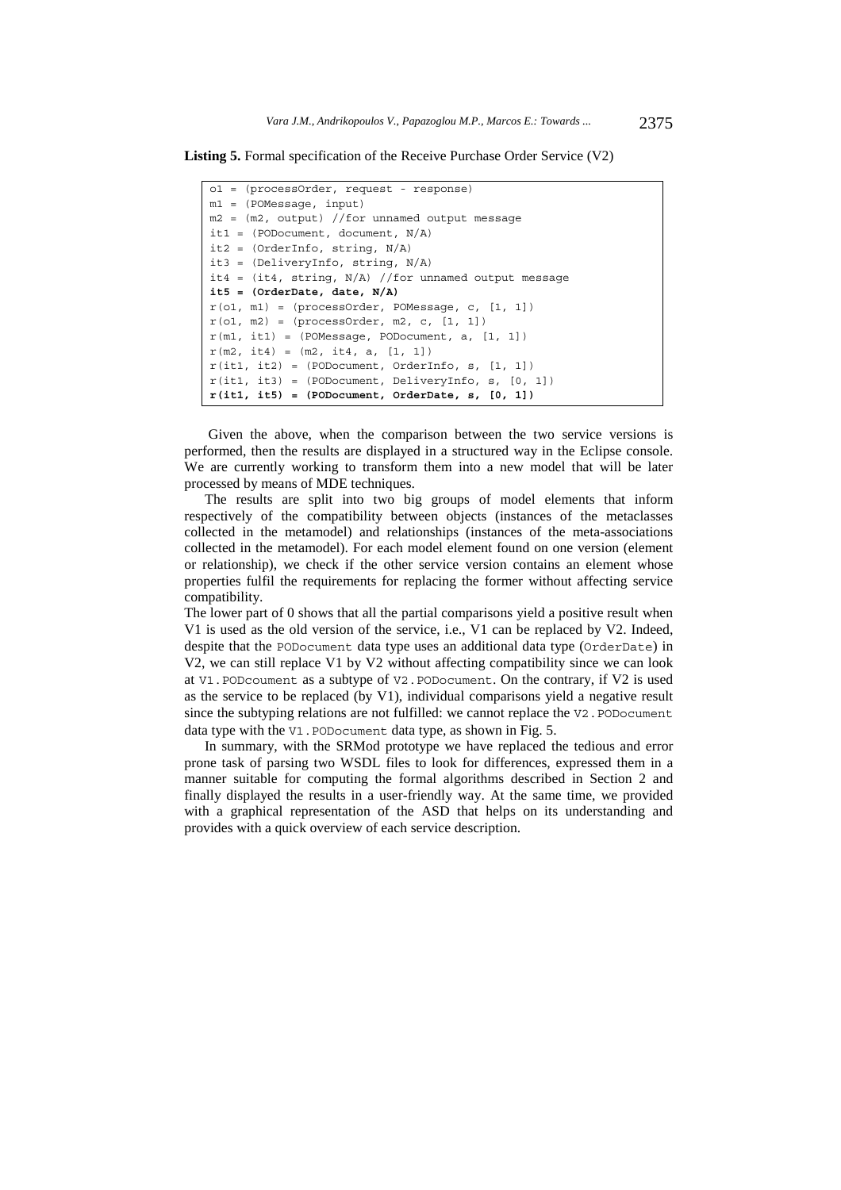**Listing 5.** Formal specification of the Receive Purchase Order Service (V2)

```
o1 = (processOrder, request - response)
m1 = (POMessage, input)
m2 = (m2, output) //for unnamed output message
it1 = (PODocument, document, N/A)
it2 = (OrderInfo, string, N/A)
it3 = (DeliveryInfo, string, N/A)
it4 = (it4, string, N/A) //for unnamed output message
it5 = (OrderDate, date, N/A)
r(o1, m1) = (processOrder, POMessage, c, [1, 1])
r(o1, m2) = (processOrder, m2, c, [1, 1])
r(m1, it1) = (POMessage, PODocument, a, [1, 1])
r(m2, it4) = (m2, it4, a, [1, 1])
r(it1, it2) = (PODocument, OrderInfo, s, [1, 1])
r(it1, it3) = (PODocument, DeliveryInfo, s, [0, 1])
r(it1, it5) = (PODocument, OrderDate, s, [0, 1])
```

Given the above, when the comparison between the two service versions is performed, then the results are displayed in a structured way in the Eclipse console. We are currently working to transform them into a new model that will be later processed by means of MDE techniques.

The results are split into two big groups of model elements that inform respectively of the compatibility between objects (instances of the metaclasses collected in the metamodel) and relationships (instances of the meta-associations collected in the metamodel). For each model element found on one version (element or relationship), we check if the other service version contains an element whose properties fulfil the requirements for replacing the former without affecting service compatibility.

The lower part of 0 shows that all the partial comparisons yield a positive result when V1 is used as the old version of the service, i.e., V1 can be replaced by V2. Indeed, despite that the `PODocument` data type uses an additional data type (`OrderDate`) in V2, we can still replace V1 by V2 without affecting compatibility since we can look at `V1.PODcoument` as a subtype of `V2.PODocument`. On the contrary, if V2 is used as the service to be replaced (by V1), individual comparisons yield a negative result since the subtyping relations are not fulfilled: we cannot replace the `V2.PODocument` data type with the `V1.PODocument` data type, as shown in Fig. 5.

In summary, with the SRMod prototype we have replaced the tedious and error prone task of parsing two WSDL files to look for differences, expressed them in a manner suitable for computing the formal algorithms described in Section 2 and finally displayed the results in a user-friendly way. At the same time, we provided with a graphical representation of the ASD that helps on its understanding and provides with a quick overview of each service description.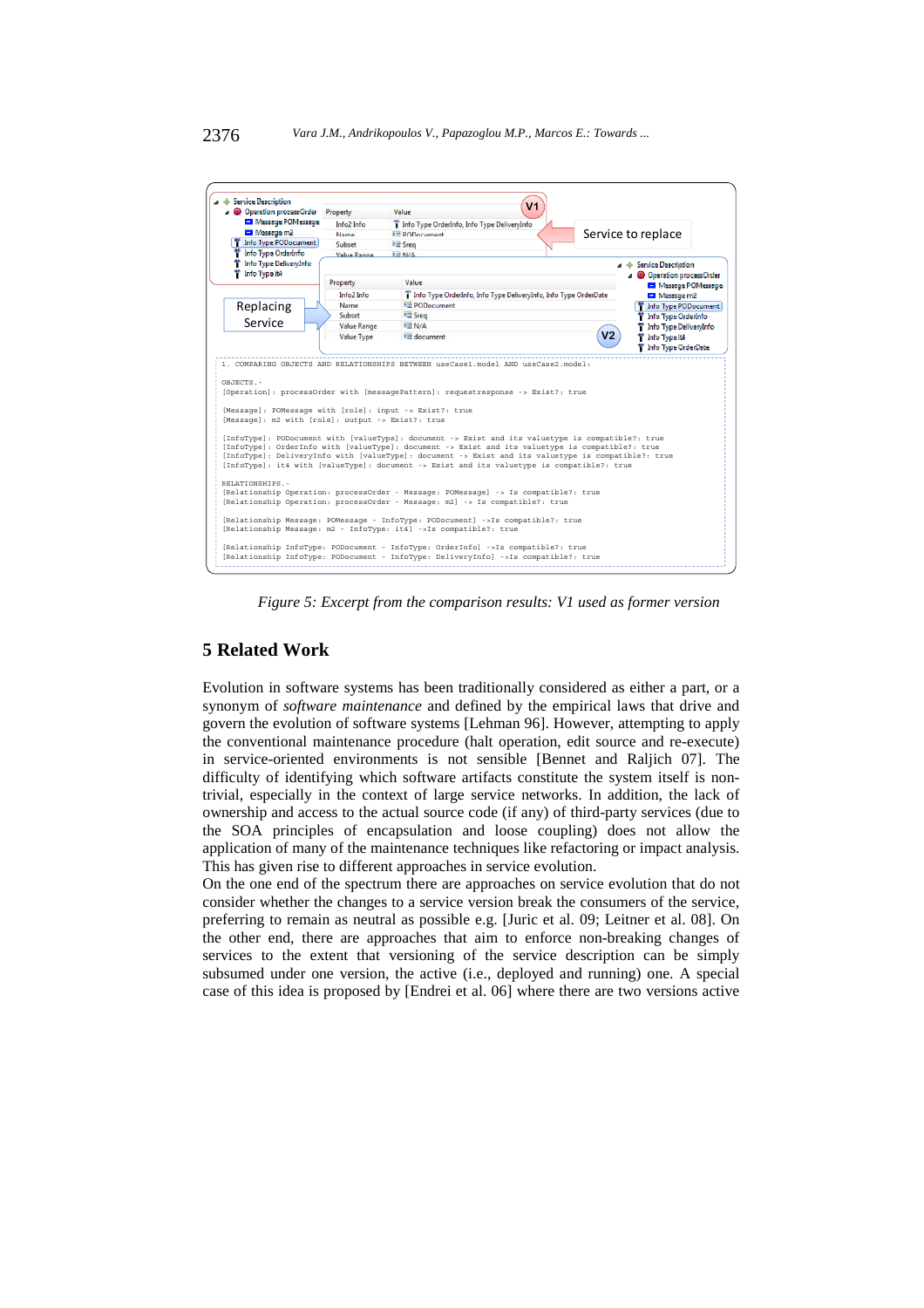```
1. COMPARING OBJECTS AND RELATIONSHIPS BETWEEN useCase1.model AND useCase2.model:

OBJECTS.-
[Operation]: processOrder with [messagePattern]: requestresponse -> Exist?: true

[Message]: POMessage with [role]: input -> Exist?: true
[Message]: m2 with [role]: output -> Exist?: true

[InfoType]: PODocument with [valueType]: document -> Exist and its valuetype is compatible?: true
[InfoType]: OrderInfo with [valueType]: document -> Exist and its valuetype is compatible?: true
[InfoType]: DeliveryInfo with [valueType]: document -> Exist and its valuetype is compatible?: true
[InfoType]: it4 with [valueType]: document -> Exist and its valuetype is compatible?: true

RELATIONSHIPS.-
[Relationship Operation: processOrder - Message: POMessage] -> Is compatible?: true
[Relationship Operation: processOrder - Message: m2] -> Is compatible?: true

[Relationship Message: POMessage - InfoType: PODocument] ->Is compatible?: true
[Relationship Message: m2 - InfoType: it4] ->Is compatible?: true

[Relationship InfoType: PODocument - InfoType: OrderInfo] ->Is compatible?: true
[Relationship InfoType: PODocument - InfoType: DeliveryInfo] ->Is compatible?: true
```

*Figure 5: Excerpt from the comparison results: V1 used as former version*

## 5 Related Work

Evolution in software systems has been traditionally considered as either a part, or a synonym of *software maintenance* and defined by the empirical laws that drive and govern the evolution of software systems [Lehman 96]. However, attempting to apply the conventional maintenance procedure (halt operation, edit source and re-execute) in service-oriented environments is not sensible [Bennet and Raljich 07]. The difficulty of identifying which software artifacts constitute the system itself is non-trivial, especially in the context of large service networks. In addition, the lack of ownership and access to the actual source code (if any) of third-party services (due to the SOA principles of encapsulation and loose coupling) does not allow the application of many of the maintenance techniques like refactoring or impact analysis. This has given rise to different approaches in service evolution.

On the one end of the spectrum there are approaches on service evolution that do not consider whether the changes to a service version break the consumers of the service, preferring to remain as neutral as possible e.g. [Juric et al. 09; Leitner et al. 08]. On the other end, there are approaches that aim to enforce non-breaking changes of services to the extent that versioning of the service description can be simply subsumed under one version, the active (i.e., deployed and running) one. A special case of this idea is proposed by [Endrei et al. 06] where there are two versions active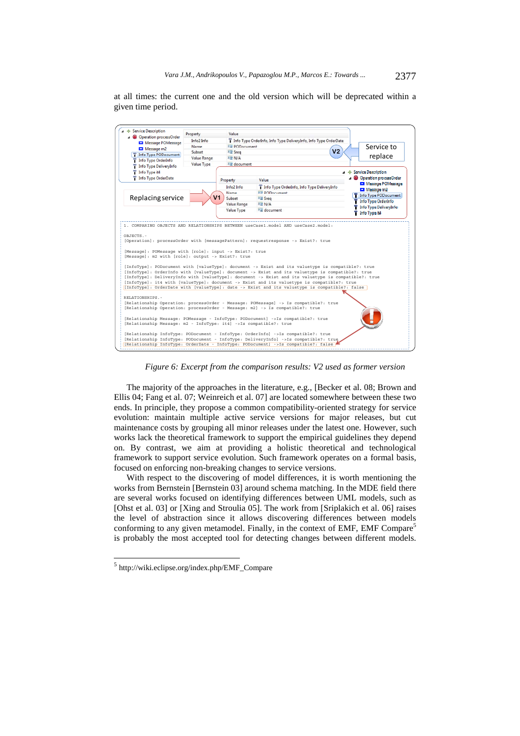at all times: the current one and the old version which will be deprecated within a given time period.

```
1. COMPARING OBJECTS AND RELATIONSHIPS BETWEEN useCase1.model AND useCase2.model:

OBJECTS.-
[Operation]: processOrder with [messagePattern]: requestresponse -> Exist?: true

[Message]: POMessage with [role]: input -> Exist?: true
[Message]: m2 with [role]: output -> Exist?: true

[InfoType]: PODocument with [valueType]: document -> Exist and its valuetype is compatible?: true
[InfoType]: OrderInfo with [valueType]: document -> Exist and its valuetype is compatible?: true
[InfoType]: DeliveryInfo with [valueType]: document -> Exist and its valuetype is compatible?: true
[InfoType]: it4 with [valueType]: document -> Exist and its valuetype is compatible?: true
[InfoType]: OrderDate with [valueType]: date -> Exist and its valuetype is compatible?: false

RELATIONSHIPS.-
[Relationship Operation: processOrder - Message: POMessage] -> Is compatible?: true
[Relationship Operation: processOrder - Message: m2] -> Is compatible?: true

[Relationship Message: POMessage - InfoType: PODocument] ->Is compatible?: true
[Relationship Message: m2 - InfoType: it4] ->Is compatible?: true

[Relationship InfoType: PODocument - InfoType: OrderInfo] ->Is compatible?: true
[Relationship InfoType: PODocument - InfoType: DeliveryInfo] ->Is compatible?: true
[Relationship InfoType: OrderDate - InfoType: PODocument] ->Is compatible?: false
```

*Figure 6: Excerpt from the comparison results: V2 used as former version*

The majority of the approaches in the literature, e.g., [Becker et al. 08; Brown and Ellis 04; Fang et al. 07; Weinreich et al. 07] are located somewhere between these two ends. In principle, they propose a common compatibility-oriented strategy for service evolution: maintain multiple active service versions for major releases, but cut maintenance costs by grouping all minor releases under the latest one. However, such works lack the theoretical framework to support the empirical guidelines they depend on. By contrast, we aim at providing a holistic theoretical and technological framework to support service evolution. Such framework operates on a formal basis, focused on enforcing non-breaking changes to service versions.

With respect to the discovering of model differences, it is worth mentioning the works from Bernstein [Bernstein 03] around schema matching. In the MDE field there are several works focused on identifying differences between UML models, such as [Ohst et al. 03] or [Xing and Stroulia 05]. The work from [Sriplakich et al. 06] raises the level of abstraction since it allows discovering differences between models conforming to any given metamodel. Finally, in the context of EMF, EMF Compare[5] is probably the most accepted tool for detecting changes between different models.

---

[5] http://wiki.eclipse.org/index.php/EMF_Compare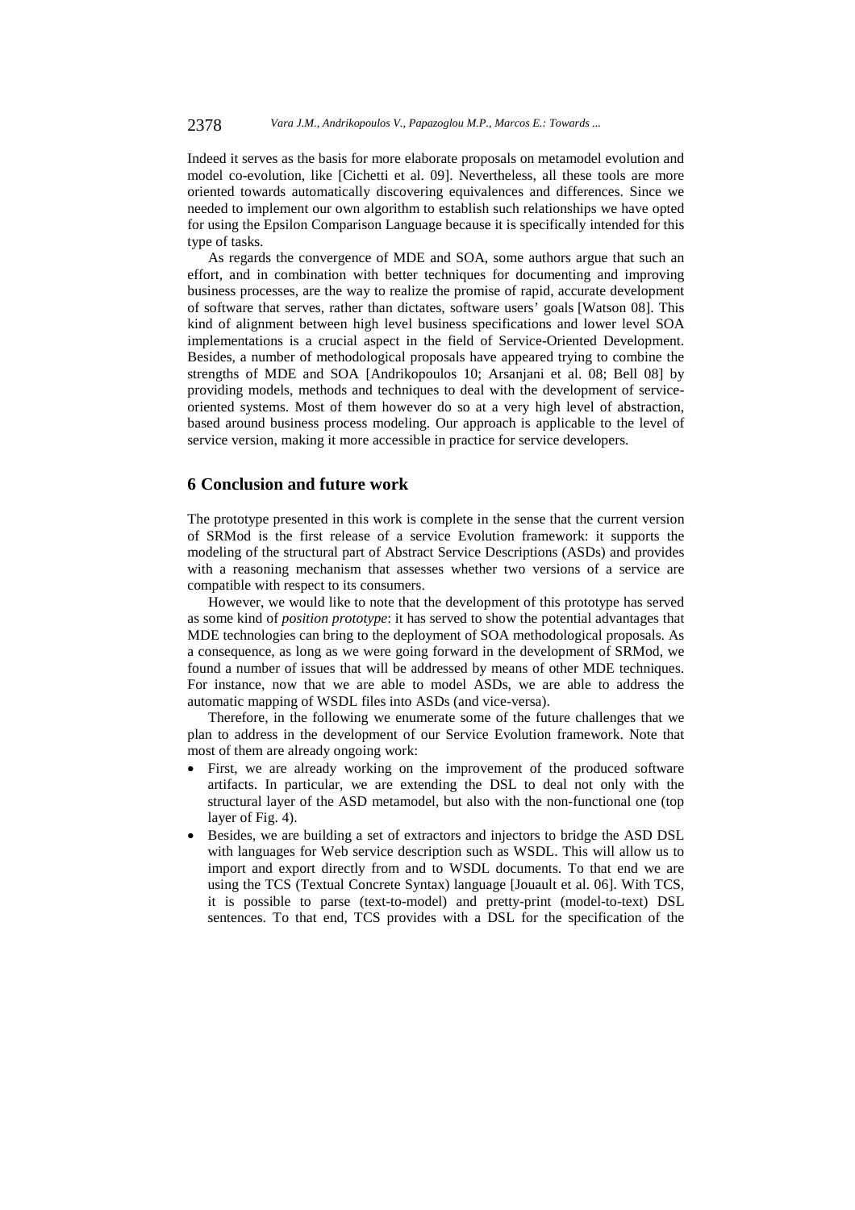Indeed it serves as the basis for more elaborate proposals on metamodel evolution and model co-evolution, like [Cichetti et al. 09]. Nevertheless, all these tools are more oriented towards automatically discovering equivalences and differences. Since we needed to implement our own algorithm to establish such relationships we have opted for using the Epsilon Comparison Language because it is specifically intended for this type of tasks.

As regards the convergence of MDE and SOA, some authors argue that such an effort, and in combination with better techniques for documenting and improving business processes, are the way to realize the promise of rapid, accurate development of software that serves, rather than dictates, software users' goals [Watson 08]. This kind of alignment between high level business specifications and lower level SOA implementations is a crucial aspect in the field of Service-Oriented Development. Besides, a number of methodological proposals have appeared trying to combine the strengths of MDE and SOA [Andrikopoulos 10; Arsanjani et al. 08; Bell 08] by providing models, methods and techniques to deal with the development of service-oriented systems. Most of them however do so at a very high level of abstraction, based around business process modeling. Our approach is applicable to the level of service version, making it more accessible in practice for service developers.

## 6 Conclusion and future work

The prototype presented in this work is complete in the sense that the current version of SRMod is the first release of a service Evolution framework: it supports the modeling of the structural part of Abstract Service Descriptions (ASDs) and provides with a reasoning mechanism that assesses whether two versions of a service are compatible with respect to its consumers.

However, we would like to note that the development of this prototype has served as some kind of *position prototype*: it has served to show the potential advantages that MDE technologies can bring to the deployment of SOA methodological proposals. As a consequence, as long as we were going forward in the development of SRMod, we found a number of issues that will be addressed by means of other MDE techniques. For instance, now that we are able to model ASDs, we are able to address the automatic mapping of WSDL files into ASDs (and vice-versa).

Therefore, in the following we enumerate some of the future challenges that we plan to address in the development of our Service Evolution framework. Note that most of them are already ongoing work:

- First, we are already working on the improvement of the produced software artifacts. In particular, we are extending the DSL to deal not only with the structural layer of the ASD metamodel, but also with the non-functional one (top layer of Fig. 4).
- Besides, we are building a set of extractors and injectors to bridge the ASD DSL with languages for Web service description such as WSDL. This will allow us to import and export directly from and to WSDL documents. To that end we are using the TCS (Textual Concrete Syntax) language [Jouault et al. 06]. With TCS, it is possible to parse (text-to-model) and pretty-print (model-to-text) DSL sentences. To that end, TCS provides with a DSL for the specification of the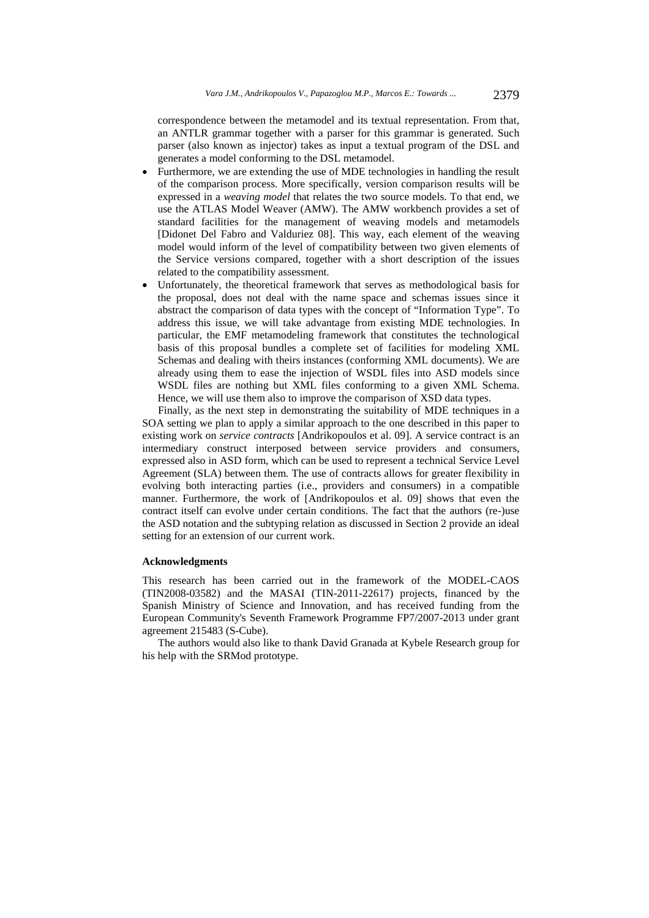correspondence between the metamodel and its textual representation. From that, an ANTLR grammar together with a parser for this grammar is generated. Such parser (also known as injector) takes as input a textual program of the DSL and generates a model conforming to the DSL metamodel.

- Furthermore, we are extending the use of MDE technologies in handling the result of the comparison process. More specifically, version comparison results will be expressed in a *weaving model* that relates the two source models. To that end, we use the ATLAS Model Weaver (AMW). The AMW workbench provides a set of standard facilities for the management of weaving models and metamodels [Didonet Del Fabro and Valduriez 08]. This way, each element of the weaving model would inform of the level of compatibility between two given elements of the Service versions compared, together with a short description of the issues related to the compatibility assessment.
- Unfortunately, the theoretical framework that serves as methodological basis for the proposal, does not deal with the name space and schemas issues since it abstract the comparison of data types with the concept of "Information Type". To address this issue, we will take advantage from existing MDE technologies. In particular, the EMF metamodeling framework that constitutes the technological basis of this proposal bundles a complete set of facilities for modeling XML Schemas and dealing with theirs instances (conforming XML documents). We are already using them to ease the injection of WSDL files into ASD models since WSDL files are nothing but XML files conforming to a given XML Schema. Hence, we will use them also to improve the comparison of XSD data types.

Finally, as the next step in demonstrating the suitability of MDE techniques in a SOA setting we plan to apply a similar approach to the one described in this paper to existing work on *service contracts* [Andrikopoulos et al. 09]. A service contract is an intermediary construct interposed between service providers and consumers, expressed also in ASD form, which can be used to represent a technical Service Level Agreement (SLA) between them. The use of contracts allows for greater flexibility in evolving both interacting parties (i.e., providers and consumers) in a compatible manner. Furthermore, the work of [Andrikopoulos et al. 09] shows that even the contract itself can evolve under certain conditions. The fact that the authors (re-)use the ASD notation and the subtyping relation as discussed in Section 2 provide an ideal setting for an extension of our current work.

**Acknowledgments**

This research has been carried out in the framework of the MODEL-CAOS (TIN2008-03582) and the MASAI (TIN-2011-22617) projects, financed by the Spanish Ministry of Science and Innovation, and has received funding from the European Community's Seventh Framework Programme FP7/2007-2013 under grant agreement 215483 (S-Cube).

The authors would also like to thank David Granada at Kybele Research group for his help with the SRMod prototype.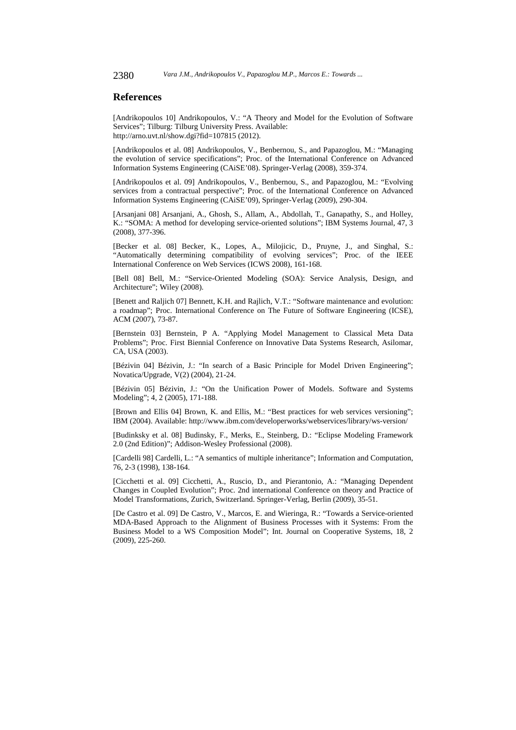## References

[Andrikopoulos 10] Andrikopoulos, V.: "A Theory and Model for the Evolution of Software Services"; Tilburg: Tilburg University Press. Available: http://arno.uvt.nl/show.dgi?fid=107815 (2012).

[Andrikopoulos et al. 08] Andrikopoulos, V., Benbernou, S., and Papazoglou, M.: "Managing the evolution of service specifications"; Proc. of the International Conference on Advanced Information Systems Engineering (CAiSE'08). Springer-Verlag (2008), 359-374.

[Andrikopoulos et al. 09] Andrikopoulos, V., Benbernou, S., and Papazoglou, M.: "Evolving services from a contractual perspective"; Proc. of the International Conference on Advanced Information Systems Engineering (CAiSE'09), Springer-Verlag (2009), 290-304.

[Arsanjani 08] Arsanjani, A., Ghosh, S., Allam, A., Abdollah, T., Ganapathy, S., and Holley, K.: "SOMA: A method for developing service-oriented solutions"; IBM Systems Journal, 47, 3 (2008), 377-396.

[Becker et al. 08] Becker, K., Lopes, A., Milojicic, D., Pruyne, J., and Singhal, S.: "Automatically determining compatibility of evolving services"; Proc. of the IEEE International Conference on Web Services (ICWS 2008), 161-168.

[Bell 08] Bell, M.: "Service-Oriented Modeling (SOA): Service Analysis, Design, and Architecture"; Wiley (2008).

[Benett and Raljich 07] Bennett, K.H. and Rajlich, V.T.: "Software maintenance and evolution: a roadmap"; Proc. International Conference on The Future of Software Engineering (ICSE), ACM (2007), 73-87.

[Bernstein 03] Bernstein, P A. "Applying Model Management to Classical Meta Data Problems"; Proc. First Biennial Conference on Innovative Data Systems Research, Asilomar, CA, USA (2003).

[Bézivin 04] Bézivin, J.: "In search of a Basic Principle for Model Driven Engineering"; Novatica/Upgrade, V(2) (2004), 21-24.

[Bézivin 05] Bézivin, J.: "On the Unification Power of Models. Software and Systems Modeling"; 4, 2 (2005), 171-188.

[Brown and Ellis 04] Brown, K. and Ellis, M.: "Best practices for web services versioning"; IBM (2004). Available: http://www.ibm.com/developerworks/webservices/library/ws-version/

[Budinksky et al. 08] Budinsky, F., Merks, E., Steinberg, D.: "Eclipse Modeling Framework 2.0 (2nd Edition)"; Addison-Wesley Professional (2008).

[Cardelli 98] Cardelli, L.: "A semantics of multiple inheritance"; Information and Computation, 76, 2-3 (1998), 138-164.

[Cicchetti et al. 09] Cicchetti, A., Ruscio, D., and Pierantonio, A.: "Managing Dependent Changes in Coupled Evolution"; Proc. 2nd international Conference on theory and Practice of Model Transformations, Zurich, Switzerland. Springer-Verlag, Berlin (2009), 35-51.

[De Castro et al. 09] De Castro, V., Marcos, E. and Wieringa, R.: "Towards a Service-oriented MDA-Based Approach to the Alignment of Business Processes with it Systems: From the Business Model to a WS Composition Model"; Int. Journal on Cooperative Systems, 18, 2 (2009), 225-260.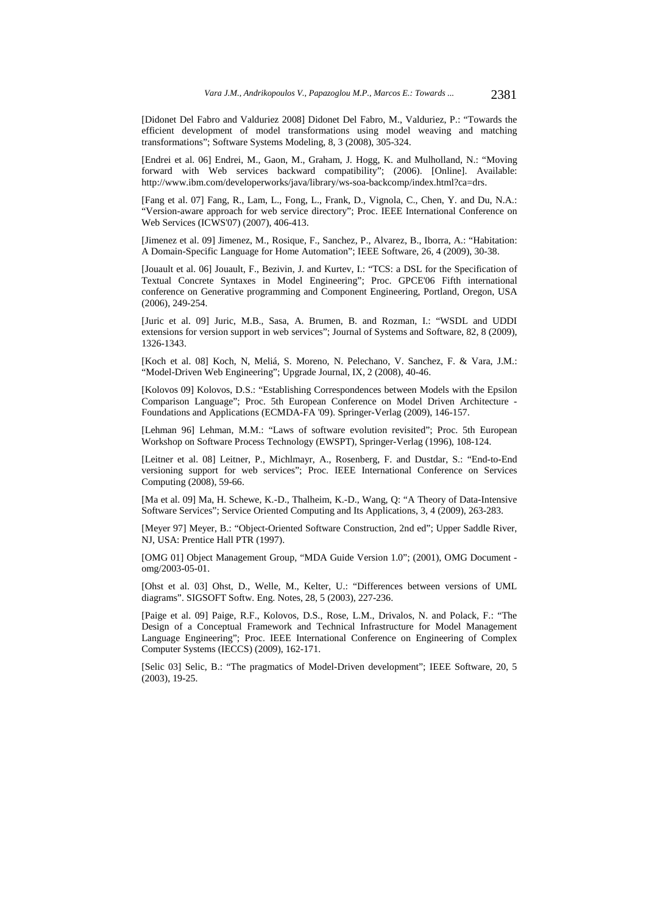[Didonet Del Fabro and Valduriez 2008] Didonet Del Fabro, M., Valduriez, P.: "Towards the efficient development of model transformations using model weaving and matching transformations"; Software Systems Modeling, 8, 3 (2008), 305-324.

[Endrei et al. 06] Endrei, M., Gaon, M., Graham, J. Hogg, K. and Mulholland, N.: "Moving forward with Web services backward compatibility"; (2006). [Online]. Available: http://www.ibm.com/developerworks/java/library/ws-soa-backcomp/index.html?ca=drs.

[Fang et al. 07] Fang, R., Lam, L., Fong, L., Frank, D., Vignola, C., Chen, Y. and Du, N.A.: "Version-aware approach for web service directory"; Proc. IEEE International Conference on Web Services (ICWS'07) (2007), 406-413.

[Jimenez et al. 09] Jimenez, M., Rosique, F., Sanchez, P., Alvarez, B., Iborra, A.: "Habitation: A Domain-Specific Language for Home Automation"; IEEE Software, 26, 4 (2009), 30-38.

[Jouault et al. 06] Jouault, F., Bezivin, J. and Kurtev, I.: "TCS: a DSL for the Specification of Textual Concrete Syntaxes in Model Engineering"; Proc. GPCE'06 Fifth international conference on Generative programming and Component Engineering, Portland, Oregon, USA (2006), 249-254.

[Juric et al. 09] Juric, M.B., Sasa, A. Brumen, B. and Rozman, I.: "WSDL and UDDI extensions for version support in web services"; Journal of Systems and Software, 82, 8 (2009), 1326-1343.

[Koch et al. 08] Koch, N, Meliá, S. Moreno, N. Pelechano, V. Sanchez, F. & Vara, J.M.: "Model-Driven Web Engineering"; Upgrade Journal, IX, 2 (2008), 40-46.

[Kolovos 09] Kolovos, D.S.: "Establishing Correspondences between Models with the Epsilon Comparison Language"; Proc. 5th European Conference on Model Driven Architecture - Foundations and Applications (ECMDA-FA '09). Springer-Verlag (2009), 146-157.

[Lehman 96] Lehman, M.M.: "Laws of software evolution revisited"; Proc. 5th European Workshop on Software Process Technology (EWSPT), Springer-Verlag (1996), 108-124.

[Leitner et al. 08] Leitner, P., Michlmayr, A., Rosenberg, F. and Dustdar, S.: "End-to-End versioning support for web services"; Proc. IEEE International Conference on Services Computing (2008), 59-66.

[Ma et al. 09] Ma, H. Schewe, K.-D., Thalheim, K.-D., Wang, Q: "A Theory of Data-Intensive Software Services"; Service Oriented Computing and Its Applications, 3, 4 (2009), 263-283.

[Meyer 97] Meyer, B.: "Object-Oriented Software Construction, 2nd ed"; Upper Saddle River, NJ, USA: Prentice Hall PTR (1997).

[OMG 01] Object Management Group, "MDA Guide Version 1.0"; (2001), OMG Document - omg/2003-05-01.

[Ohst et al. 03] Ohst, D., Welle, M., Kelter, U.: "Differences between versions of UML diagrams". SIGSOFT Softw. Eng. Notes, 28, 5 (2003), 227-236.

[Paige et al. 09] Paige, R.F., Kolovos, D.S., Rose, L.M., Drivalos, N. and Polack, F.: "The Design of a Conceptual Framework and Technical Infrastructure for Model Management Language Engineering"; Proc. IEEE International Conference on Engineering of Complex Computer Systems (IECCS) (2009), 162-171.

[Selic 03] Selic, B.: "The pragmatics of Model-Driven development"; IEEE Software, 20, 5 (2003), 19-25.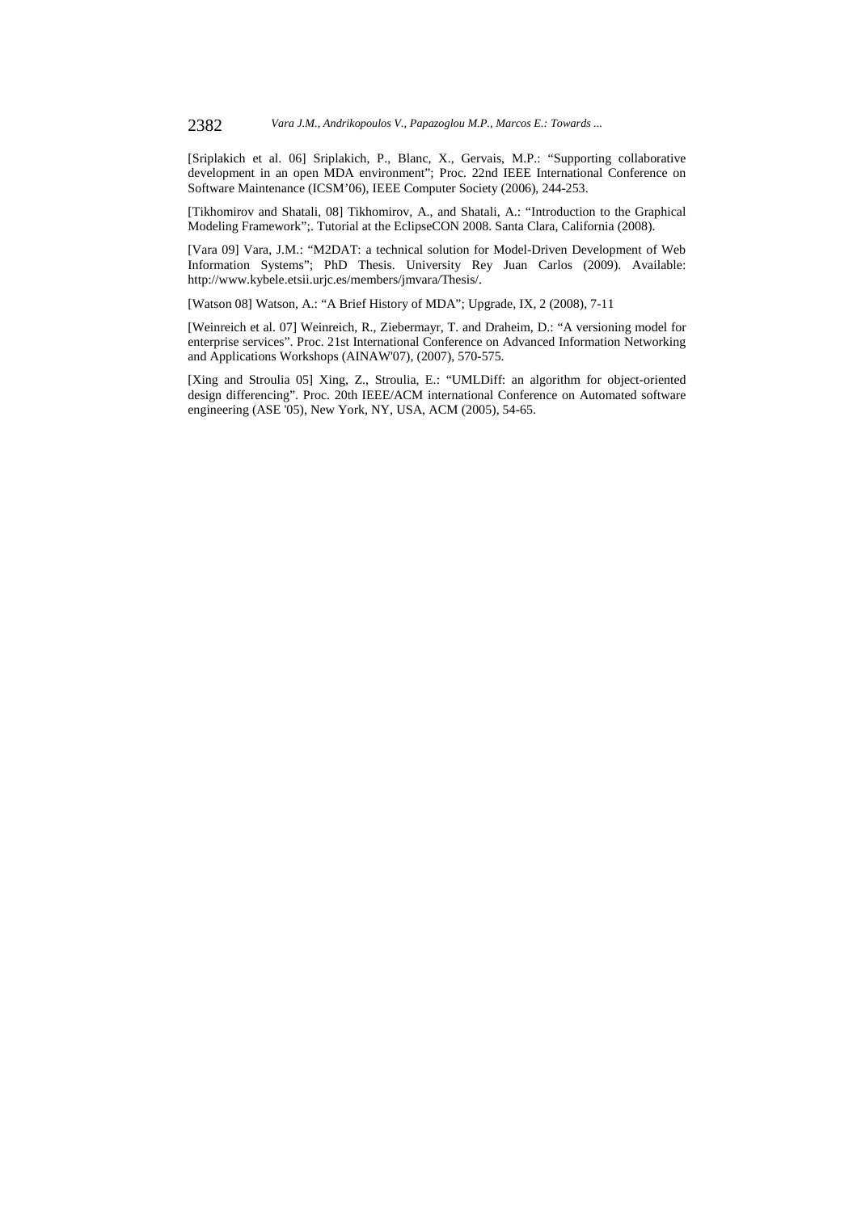[Sriplakich et al. 06] Sriplakich, P., Blanc, X., Gervais, M.P.: "Supporting collaborative development in an open MDA environment"; Proc. 22nd IEEE International Conference on Software Maintenance (ICSM'06), IEEE Computer Society (2006), 244-253.

[Tikhomirov and Shatali, 08] Tikhomirov, A., and Shatali, A.: "Introduction to the Graphical Modeling Framework";. Tutorial at the EclipseCON 2008. Santa Clara, California (2008).

[Vara 09] Vara, J.M.: "M2DAT: a technical solution for Model-Driven Development of Web Information Systems"; PhD Thesis. University Rey Juan Carlos (2009). Available: http://www.kybele.etsii.urjc.es/members/jmvara/Thesis/.

[Watson 08] Watson, A.: "A Brief History of MDA"; Upgrade, IX, 2 (2008), 7-11

[Weinreich et al. 07] Weinreich, R., Ziebermayr, T. and Draheim, D.: "A versioning model for enterprise services". Proc. 21st International Conference on Advanced Information Networking and Applications Workshops (AINAW'07), (2007), 570-575.

[Xing and Stroulia 05] Xing, Z., Stroulia, E.: "UMLDiff: an algorithm for object-oriented design differencing". Proc. 20th IEEE/ACM international Conference on Automated software engineering (ASE '05), New York, NY, USA, ACM (2005), 54-65.